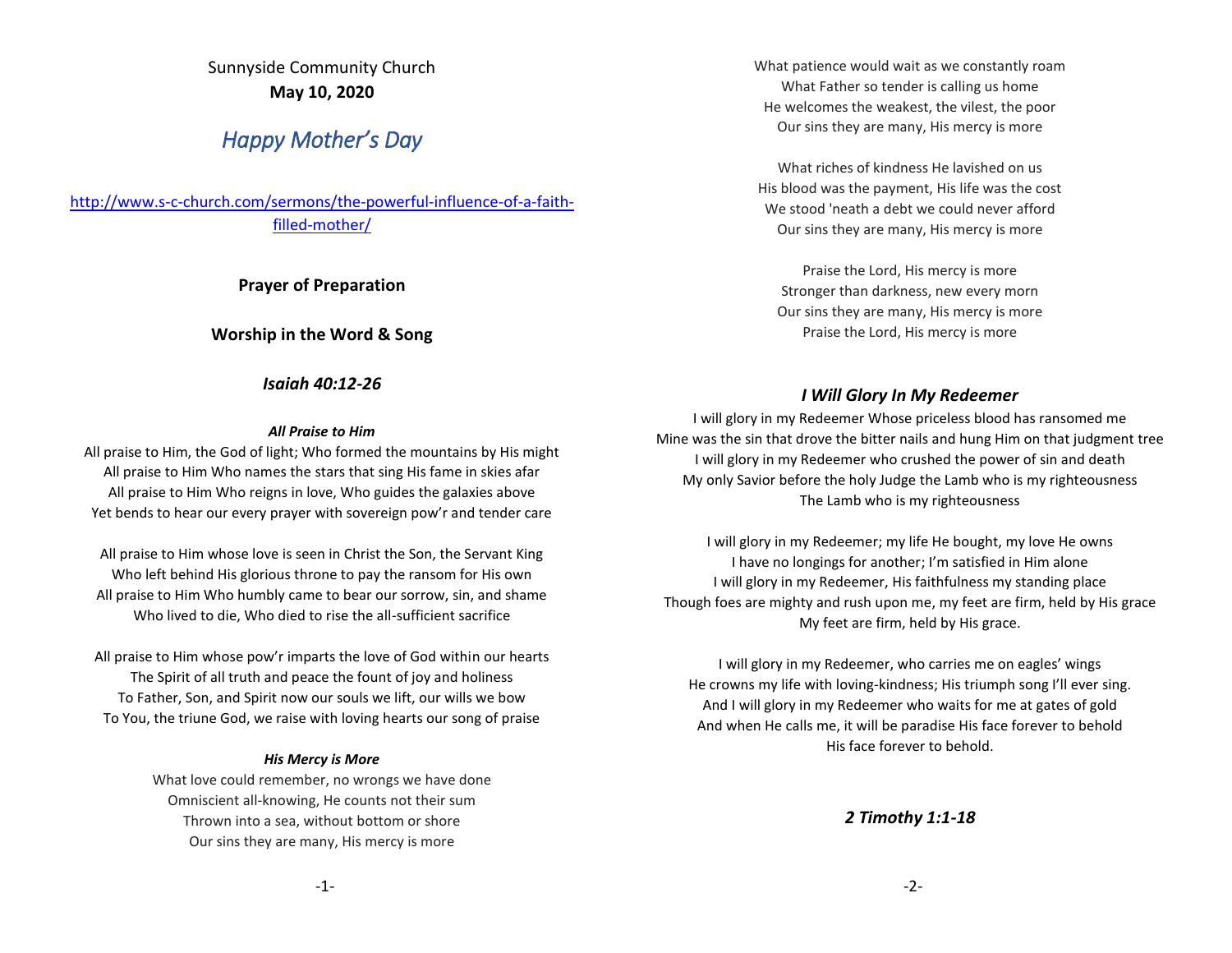Sunnyside Community Church

**May 10, 2020**

# *Happy Mother's Day*

http://www.s-c-church.com/sermons/the-powerful-influence-of-a-faith-filled-mother/

**Prayer of Preparation**

**Worship in the Word & Song**

***Isaiah 40:12-26***

***All Praise to Him***

All praise to Him, the God of light; Who formed the mountains by His might
All praise to Him Who names the stars that sing His fame in skies afar
All praise to Him Who reigns in love, Who guides the galaxies above
Yet bends to hear our every prayer with sovereign pow'r and tender care

All praise to Him whose love is seen in Christ the Son, the Servant King
Who left behind His glorious throne to pay the ransom for His own
All praise to Him Who humbly came to bear our sorrow, sin, and shame
Who lived to die, Who died to rise the all-sufficient sacrifice

All praise to Him whose pow'r imparts the love of God within our hearts
The Spirit of all truth and peace the fount of joy and holiness
To Father, Son, and Spirit now our souls we lift, our wills we bow
To You, the triune God, we raise with loving hearts our song of praise

***His Mercy is More***

What love could remember, no wrongs we have done
Omniscient all-knowing, He counts not their sum
Thrown into a sea, without bottom or shore
Our sins they are many, His mercy is more

What patience would wait as we constantly roam
What Father so tender is calling us home
He welcomes the weakest, the vilest, the poor
Our sins they are many, His mercy is more

What riches of kindness He lavished on us
His blood was the payment, His life was the cost
We stood 'neath a debt we could never afford
Our sins they are many, His mercy is more

Praise the Lord, His mercy is more
Stronger than darkness, new every morn
Our sins they are many, His mercy is more
Praise the Lord, His mercy is more

***I Will Glory In My Redeemer***

I will glory in my Redeemer Whose priceless blood has ransomed me
Mine was the sin that drove the bitter nails and hung Him on that judgment tree
I will glory in my Redeemer who crushed the power of sin and death
My only Savior before the holy Judge the Lamb who is my righteousness
The Lamb who is my righteousness

I will glory in my Redeemer; my life He bought, my love He owns
I have no longings for another; I'm satisfied in Him alone
I will glory in my Redeemer, His faithfulness my standing place
Though foes are mighty and rush upon me, my feet are firm, held by His grace
My feet are firm, held by His grace.

I will glory in my Redeemer, who carries me on eagles' wings
He crowns my life with loving-kindness; His triumph song I'll ever sing.
And I will glory in my Redeemer who waits for me at gates of gold
And when He calls me, it will be paradise His face forever to behold
His face forever to behold.

***2 Timothy 1:1-18***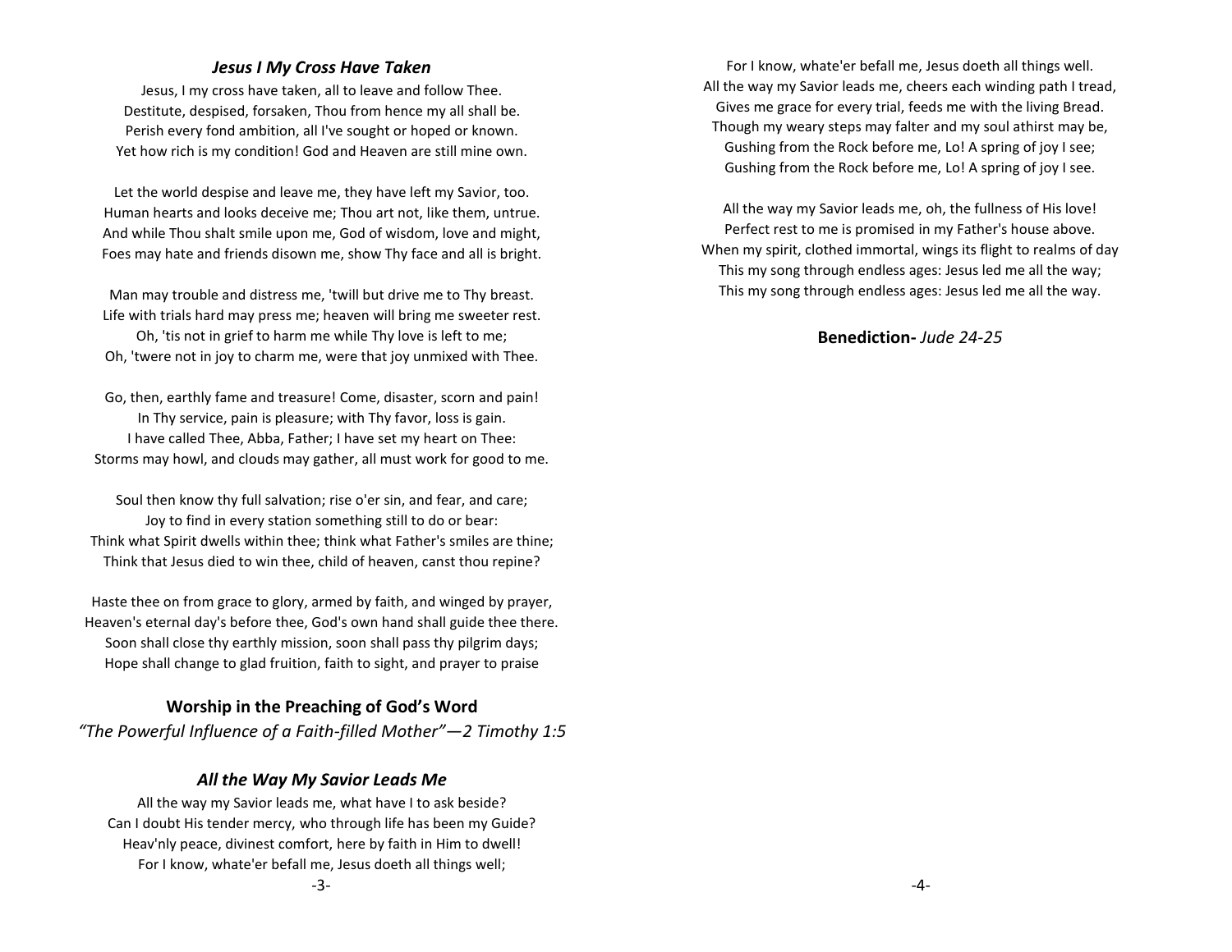### *Jesus I My Cross Have Taken*

Jesus, I my cross have taken, all to leave and follow Thee.
Destitute, despised, forsaken, Thou from hence my all shall be.
Perish every fond ambition, all I've sought or hoped or known.
Yet how rich is my condition! God and Heaven are still mine own.

Let the world despise and leave me, they have left my Savior, too.
Human hearts and looks deceive me; Thou art not, like them, untrue.
And while Thou shalt smile upon me, God of wisdom, love and might,
Foes may hate and friends disown me, show Thy face and all is bright.

Man may trouble and distress me, 'twill but drive me to Thy breast.
Life with trials hard may press me; heaven will bring me sweeter rest.
Oh, 'tis not in grief to harm me while Thy love is left to me;
Oh, 'twere not in joy to charm me, were that joy unmixed with Thee.

Go, then, earthly fame and treasure! Come, disaster, scorn and pain!
In Thy service, pain is pleasure; with Thy favor, loss is gain.
I have called Thee, Abba, Father; I have set my heart on Thee:
Storms may howl, and clouds may gather, all must work for good to me.

Soul then know thy full salvation; rise o'er sin, and fear, and care;
Joy to find in every station something still to do or bear:
Think what Spirit dwells within thee; think what Father's smiles are thine;
Think that Jesus died to win thee, child of heaven, canst thou repine?

Haste thee on from grace to glory, armed by faith, and winged by prayer,
Heaven's eternal day's before thee, God's own hand shall guide thee there.
Soon shall close thy earthly mission, soon shall pass thy pilgrim days;
Hope shall change to glad fruition, faith to sight, and prayer to praise

**Worship in the Preaching of God's Word**

*"The Powerful Influence of a Faith-filled Mother"—2 Timothy 1:5*

### *All the Way My Savior Leads Me*

All the way my Savior leads me, what have I to ask beside?
Can I doubt His tender mercy, who through life has been my Guide?
Heav'nly peace, divinest comfort, here by faith in Him to dwell!
For I know, whate'er befall me, Jesus doeth all things well;
For I know, whate'er befall me, Jesus doeth all things well.
All the way my Savior leads me, cheers each winding path I tread,
Gives me grace for every trial, feeds me with the living Bread.
Though my weary steps may falter and my soul athirst may be,
Gushing from the Rock before me, Lo! A spring of joy I see;
Gushing from the Rock before me, Lo! A spring of joy I see.

All the way my Savior leads me, oh, the fullness of His love!
Perfect rest to me is promised in my Father's house above.
When my spirit, clothed immortal, wings its flight to realms of day
This my song through endless ages: Jesus led me all the way;
This my song through endless ages: Jesus led me all the way.

**Benediction-** *Jude 24-25*